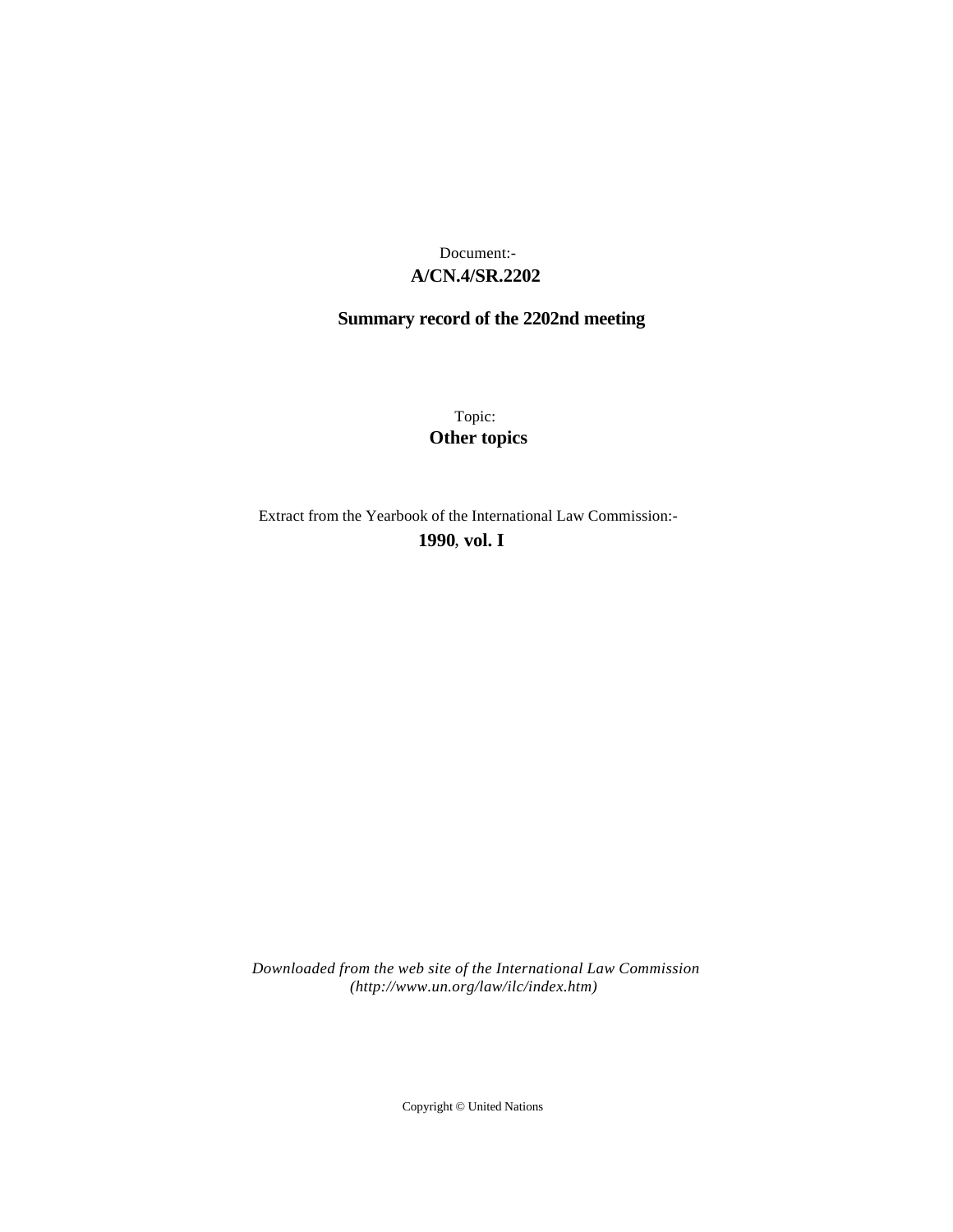Document:-

**A/CN.4/SR.2202**

**Summary record of the 2202nd meeting**

Topic:

**Other topics**

Extract from the Yearbook of the International Law Commission:-

**1990, vol. I**

*Downloaded from the web site of the International Law Commission (http://www.un.org/law/ilc/index.htm)*

Copyright © United Nations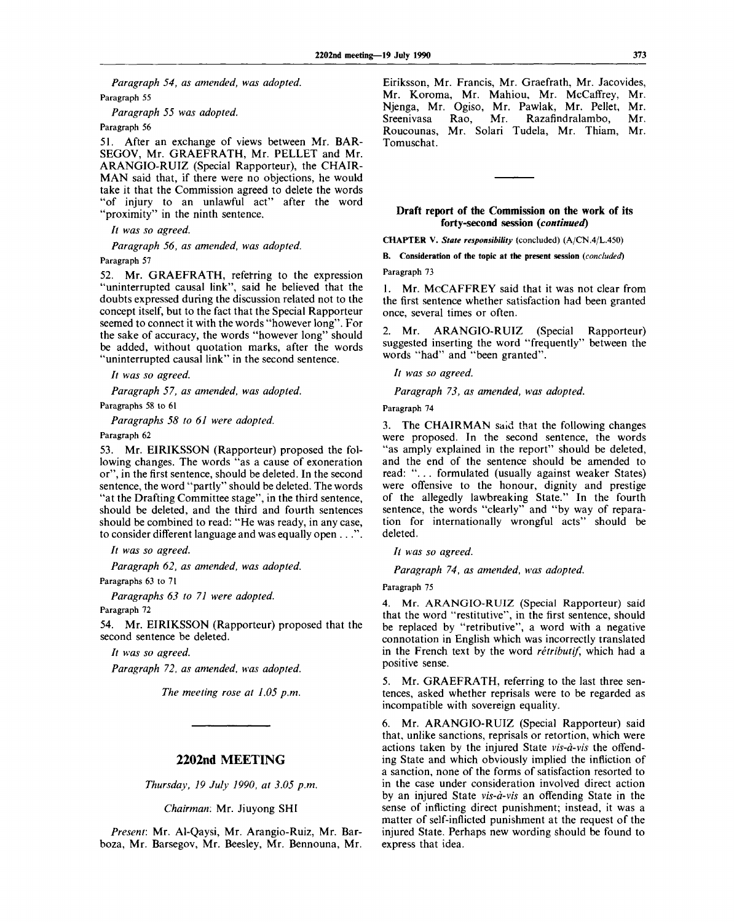*Paragraph 54, as amended, was adopted.*

Paragraph 55

*Paragraph 55 was adopted.*

Paragraph 56

51. After an exchange of views between Mr. BARSEGOV, Mr. GRAEFRATH, Mr. PELLET and Mr. ARANGIO-RUIZ (Special Rapporteur), the CHAIRMAN said that, if there were no objections, he would take it that the Commission agreed to delete the words "of injury to an unlawful act" after the word "proximity" in the ninth sentence.

*It was so agreed.*

*Paragraph 56, as amended, was adopted.*

Paragraph 57

52. Mr. GRAEFRATH, referring to the expression "uninterrupted causal link", said he believed that the doubts expressed during the discussion related not to the concept itself, but to the fact that the Special Rapporteur seemed to connect it with the words "however long". For the sake of accuracy, the words "however long" should be added, without quotation marks, after the words "uninterrupted causal link" in the second sentence.

*It was so agreed.*

*Paragraph 57, as amended, was adopted.*

Paragraphs 58 to 61

*Paragraphs 58 to 61 were adopted.*

Paragraph 62

53. Mr. EIRIKSSON (Rapporteur) proposed the following changes. The words "as a cause of exoneration or", in the first sentence, should be deleted. In the second sentence, the word "partly" should be deleted. The words "at the Drafting Committee stage", in the third sentence, should be deleted, and the third and fourth sentences should be combined to read: "He was ready, in any case, to consider different language and was equally open . . .".

*It was so agreed.*

*Paragraph 62, as amended, was adopted.*

Paragraphs 63 to 71

*Paragraphs 63 to 71 were adopted.*

Paragraph 72

54. Mr. EIRIKSSON (Rapporteur) proposed that the second sentence be deleted.

*It was so agreed.*

*Paragraph 72, as amended, was adopted.*

*The meeting rose at 1.05 p.m.*

---

## 2202nd MEETING

*Thursday, 19 July 1990, at 3.05 p.m.*

*Chairman:* Mr. Jiuyong SHI

*Present:* Mr. Al-Qaysi, Mr. Arangio-Ruiz, Mr. Barboza, Mr. Barsegov, Mr. Beesley, Mr. Bennouna, Mr. Eiriksson, Mr. Francis, Mr. Graefrath, Mr. Jacovides, Mr. Koroma, Mr. Mahiou, Mr. McCaffrey, Mr. Njenga, Mr. Ogiso, Mr. Pawlak, Mr. Pellet, Mr. Sreenivasa Rao, Mr. Razafindralambo, Mr. Roucounas, Mr. Solari Tudela, Mr. Thiam, Mr. Tomuschat.

---

### Draft report of the Commission on the work of its forty-second session (*continued*)

**CHAPTER V.** ***State responsibility*** **(concluded) (A/CN.4/L.450)**

**B. Consideration of the topic at the present session** ***(concluded)***

Paragraph 73

1. Mr. McCAFFREY said that it was not clear from the first sentence whether satisfaction had been granted once, several times or often.

2. Mr. ARANGIO-RUIZ (Special Rapporteur) suggested inserting the word "frequently" between the words "had" and "been granted".

*It was so agreed.*

*Paragraph 73, as amended, was adopted.*

Paragraph 74

3. The CHAIRMAN said that the following changes were proposed. In the second sentence, the words "as amply explained in the report" should be deleted, and the end of the sentence should be amended to read: ". . . formulated (usually against weaker States) were offensive to the honour, dignity and prestige of the allegedly lawbreaking State." In the fourth sentence, the words "clearly" and "by way of reparation for internationally wrongful acts" should be deleted.

*It was so agreed.*

*Paragraph 74, as amended, was adopted.*

Paragraph 75

4. Mr. ARANGIO-RUIZ (Special Rapporteur) said that the word "restitutive", in the first sentence, should be replaced by "retributive", a word with a negative connotation in English which was incorrectly translated in the French text by the word *rétributif*, which had a positive sense.

5. Mr. GRAEFRATH, referring to the last three sentences, asked whether reprisals were to be regarded as incompatible with sovereign equality.

6. Mr. ARANGIO-RUIZ (Special Rapporteur) said that, unlike sanctions, reprisals or retortion, which were actions taken by the injured State *vis-à-vis* the offending State and which obviously implied the infliction of a sanction, none of the forms of satisfaction resorted to in the case under consideration involved direct action by an injured State *vis-à-vis* an offending State in the sense of inflicting direct punishment; instead, it was a matter of self-inflicted punishment at the request of the injured State. Perhaps new wording should be found to express that idea.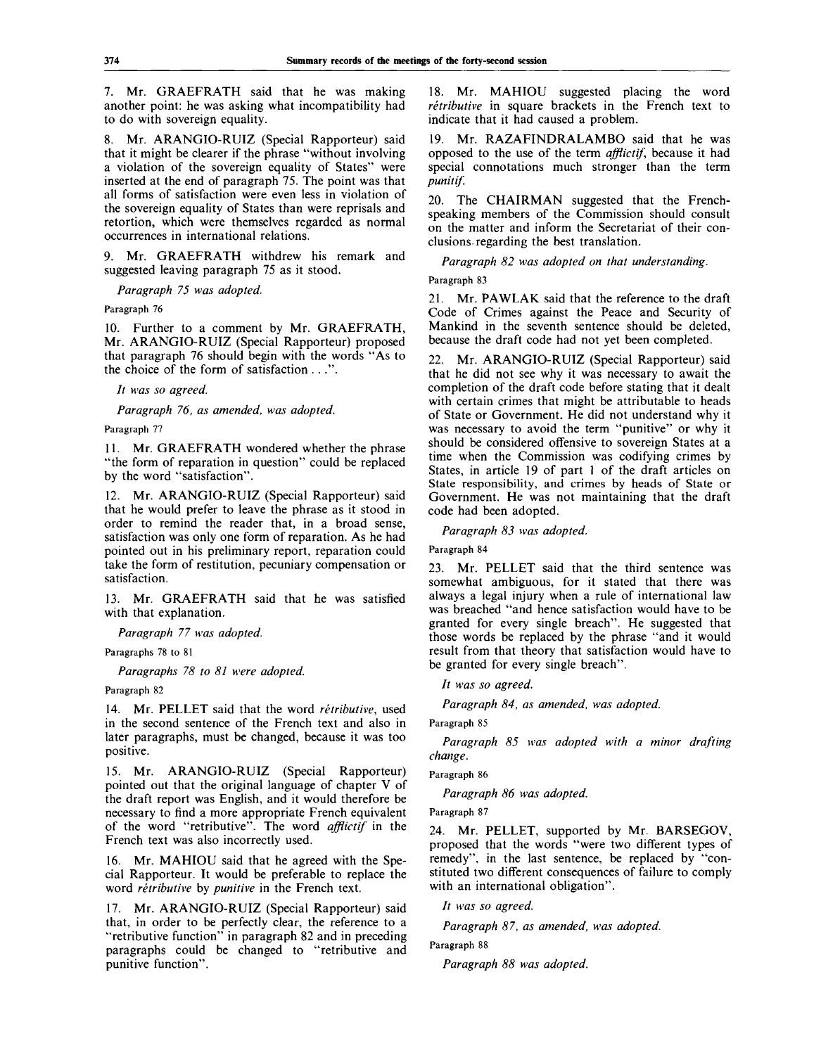7. Mr. GRAEFRATH said that he was making another point: he was asking what incompatibility had to do with sovereign equality.

8. Mr. ARANGIO-RUIZ (Special Rapporteur) said that it might be clearer if the phrase "without involving a violation of the sovereign equality of States" were inserted at the end of paragraph 75. The point was that all forms of satisfaction were even less in violation of the sovereign equality of States than were reprisals and retortion, which were themselves regarded as normal occurrences in international relations.

9. Mr. GRAEFRATH withdrew his remark and suggested leaving paragraph 75 as it stood.

*Paragraph 75 was adopted.*

Paragraph 76

10. Further to a comment by Mr. GRAEFRATH, Mr. ARANGIO-RUIZ (Special Rapporteur) proposed that paragraph 76 should begin with the words "As to the choice of the form of satisfaction . . .".

*It was so agreed.*

*Paragraph 76, as amended, was adopted.*

Paragraph 77

11. Mr. GRAEFRATH wondered whether the phrase "the form of reparation in question" could be replaced by the word "satisfaction".

12. Mr. ARANGIO-RUIZ (Special Rapporteur) said that he would prefer to leave the phrase as it stood in order to remind the reader that, in a broad sense, satisfaction was only one form of reparation. As he had pointed out in his preliminary report, reparation could take the form of restitution, pecuniary compensation or satisfaction.

13. Mr. GRAEFRATH said that he was satisfied with that explanation.

*Paragraph 77 was adopted.*

Paragraphs 78 to 81

*Paragraphs 78 to 81 were adopted.*

Paragraph 82

14. Mr. PELLET said that the word *rétributive*, used in the second sentence of the French text and also in later paragraphs, must be changed, because it was too positive.

15. Mr. ARANGIO-RUIZ (Special Rapporteur) pointed out that the original language of chapter V of the draft report was English, and it would therefore be necessary to find a more appropriate French equivalent of the word "retributive". The word *afflictif* in the French text was also incorrectly used.

16. Mr. MAHIOU said that he agreed with the Special Rapporteur. It would be preferable to replace the word *rétributive* by *punitive* in the French text.

17. Mr. ARANGIO-RUIZ (Special Rapporteur) said that, in order to be perfectly clear, the reference to a "retributive function" in paragraph 82 and in preceding paragraphs could be changed to "retributive and punitive function".

18. Mr. MAHIOU suggested placing the word *rétributive* in square brackets in the French text to indicate that it had caused a problem.

19. Mr. RAZAFINDRALAMBO said that he was opposed to the use of the term *afflictif*, because it had special connotations much stronger than the term *punitif*.

20. The CHAIRMAN suggested that the French-speaking members of the Commission should consult on the matter and inform the Secretariat of their conclusions regarding the best translation.

*Paragraph 82 was adopted on that understanding.*

Paragraph 83

21. Mr. PAWLAK said that the reference to the draft Code of Crimes against the Peace and Security of Mankind in the seventh sentence should be deleted, because the draft code had not yet been completed.

22. Mr. ARANGIO-RUIZ (Special Rapporteur) said that he did not see why it was necessary to await the completion of the draft code before stating that it dealt with certain crimes that might be attributable to heads of State or Government. He did not understand why it was necessary to avoid the term "punitive" or why it should be considered offensive to sovereign States at a time when the Commission was codifying crimes by States, in article 19 of part 1 of the draft articles on State responsibility, and crimes by heads of State or Government. He was not maintaining that the draft code had been adopted.

*Paragraph 83 was adopted.*

Paragraph 84

23. Mr. PELLET said that the third sentence was somewhat ambiguous, for it stated that there was always a legal injury when a rule of international law was breached "and hence satisfaction would have to be granted for every single breach". He suggested that those words be replaced by the phrase "and it would result from that theory that satisfaction would have to be granted for every single breach".

*It was so agreed.*

*Paragraph 84, as amended, was adopted.*

Paragraph 85

*Paragraph 85 was adopted with a minor drafting change.*

Paragraph 86

*Paragraph 86 was adopted.*

Paragraph 87

24. Mr. PELLET, supported by Mr. BARSEGOV, proposed that the words "were two different types of remedy", in the last sentence, be replaced by "constituted two different consequences of failure to comply with an international obligation".

*It was so agreed.*

*Paragraph 87, as amended, was adopted.*

Paragraph 88

*Paragraph 88 was adopted.*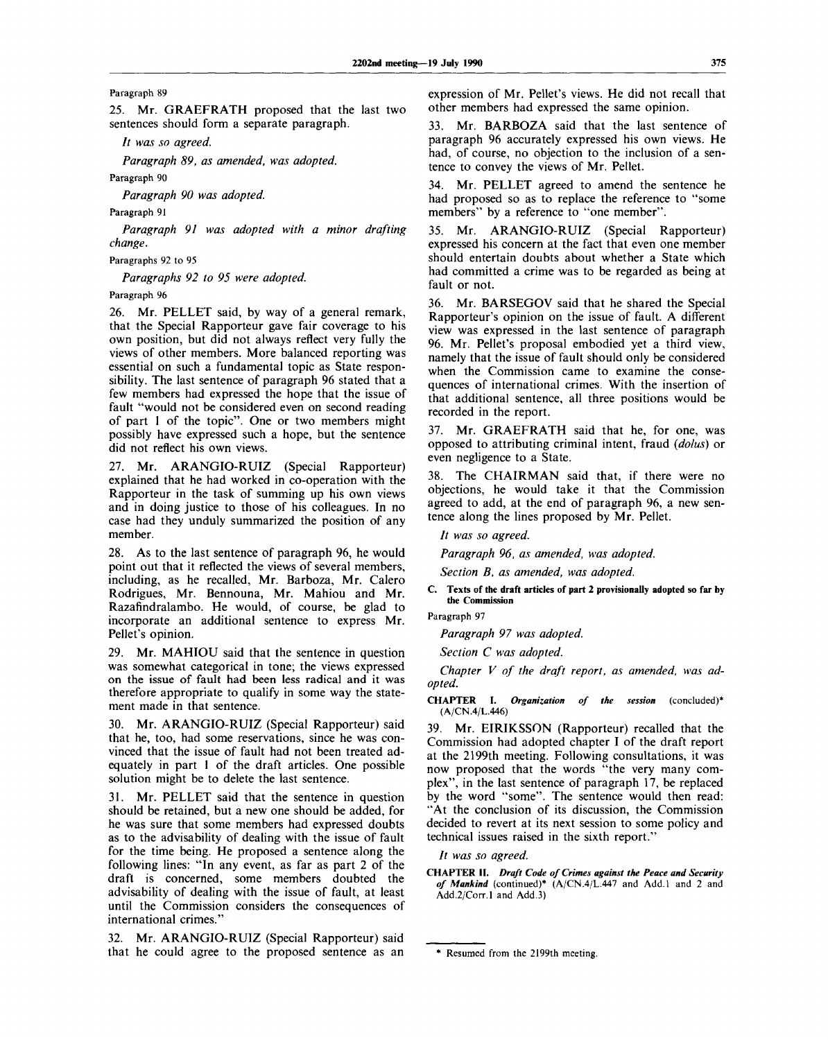Paragraph 89

25. Mr. GRAEFRATH proposed that the last two sentences should form a separate paragraph.

*It was so agreed.*

*Paragraph 89, as amended, was adopted.*

Paragraph 90

*Paragraph 90 was adopted.*

Paragraph 91

*Paragraph 91 was adopted with a minor drafting change.*

Paragraphs 92 to 95

*Paragraphs 92 to 95 were adopted.*

Paragraph 96

26. Mr. PELLET said, by way of a general remark, that the Special Rapporteur gave fair coverage to his own position, but did not always reflect very fully the views of other members. More balanced reporting was essential on such a fundamental topic as State responsibility. The last sentence of paragraph 96 stated that a few members had expressed the hope that the issue of fault "would not be considered even on second reading of part 1 of the topic". One or two members might possibly have expressed such a hope, but the sentence did not reflect his own views.

27. Mr. ARANGIO-RUIZ (Special Rapporteur) explained that he had worked in co-operation with the Rapporteur in the task of summing up his own views and in doing justice to those of his colleagues. In no case had they unduly summarized the position of any member.

28. As to the last sentence of paragraph 96, he would point out that it reflected the views of several members, including, as he recalled, Mr. Barboza, Mr. Calero Rodrigues, Mr. Bennouna, Mr. Mahiou and Mr. Razafindralambo. He would, of course, be glad to incorporate an additional sentence to express Mr. Pellet's opinion.

29. Mr. MAHIOU said that the sentence in question was somewhat categorical in tone; the views expressed on the issue of fault had been less radical and it was therefore appropriate to qualify in some way the statement made in that sentence.

30. Mr. ARANGIO-RUIZ (Special Rapporteur) said that he, too, had some reservations, since he was convinced that the issue of fault had not been treated adequately in part 1 of the draft articles. One possible solution might be to delete the last sentence.

31. Mr. PELLET said that the sentence in question should be retained, but a new one should be added, for he was sure that some members had expressed doubts as to the advisability of dealing with the issue of fault for the time being. He proposed a sentence along the following lines: "In any event, as far as part 2 of the draft is concerned, some members doubted the advisability of dealing with the issue of fault, at least until the Commission considers the consequences of international crimes."

32. Mr. ARANGIO-RUIZ (Special Rapporteur) said that he could agree to the proposed sentence as an expression of Mr. Pellet's views. He did not recall that other members had expressed the same opinion.

33. Mr. BARBOZA said that the last sentence of paragraph 96 accurately expressed his own views. He had, of course, no objection to the inclusion of a sentence to convey the views of Mr. Pellet.

34. Mr. PELLET agreed to amend the sentence he had proposed so as to replace the reference to "some members" by a reference to "one member".

35. Mr. ARANGIO-RUIZ (Special Rapporteur) expressed his concern at the fact that even one member should entertain doubts about whether a State which had committed a crime was to be regarded as being at fault or not.

36. Mr. BARSEGOV said that he shared the Special Rapporteur's opinion on the issue of fault. A different view was expressed in the last sentence of paragraph 96. Mr. Pellet's proposal embodied yet a third view, namely that the issue of fault should only be considered when the Commission came to examine the consequences of international crimes. With the insertion of that additional sentence, all three positions would be recorded in the report.

37. Mr. GRAEFRATH said that he, for one, was opposed to attributing criminal intent, fraud (*dolus*) or even negligence to a State.

38. The CHAIRMAN said that, if there were no objections, he would take it that the Commission agreed to add, at the end of paragraph 96, a new sentence along the lines proposed by Mr. Pellet.

*It was so agreed.*

*Paragraph 96, as amended, was adopted.*

*Section B, as amended, was adopted.*

**C. Texts of the draft articles of part 2 provisionally adopted so far by the Commission**

Paragraph 97

*Paragraph 97 was adopted.*

*Section C was adopted.*

*Chapter V of the draft report, as amended, was adopted.*

**CHAPTER I. *Organization of the session*** (concluded)* (A/CN.4/L.446)

39. Mr. EIRIKSSON (Rapporteur) recalled that the Commission had adopted chapter I of the draft report at the 2199th meeting. Following consultations, it was now proposed that the words "the very many complex", in the last sentence of paragraph 17, be replaced by the word "some". The sentence would then read: "At the conclusion of its discussion, the Commission decided to revert at its next session to some policy and technical issues raised in the sixth report."

*It was so agreed.*

**CHAPTER II. *Draft Code of Crimes against the Peace and Security of Mankind*** (continued)* (A/CN.4/L.447 and Add.1 and 2 and Add.2/Corr.1 and Add.3)

---

\* Resumed from the 2199th meeting.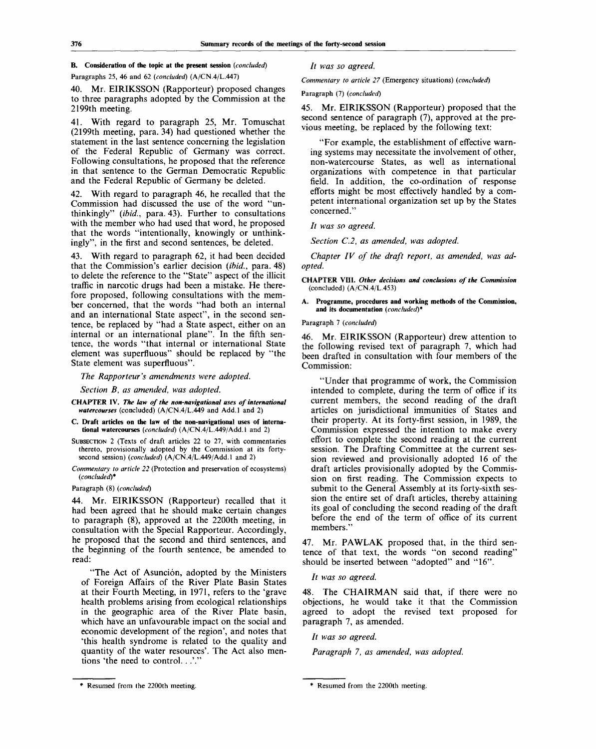**B. Consideration of the topic at the present session** (*concluded*)

Paragraphs 25, 46 and 62 (*concluded*) (A/CN.4/L.447)

40. Mr. EIRIKSSON (Rapporteur) proposed changes to three paragraphs adopted by the Commission at the 2199th meeting.

41. With regard to paragraph 25, Mr. Tomuschat (2199th meeting, para. 34) had questioned whether the statement in the last sentence concerning the legislation of the Federal Republic of Germany was correct. Following consultations, he proposed that the reference in that sentence to the German Democratic Republic and the Federal Republic of Germany be deleted.

42. With regard to paragraph 46, he recalled that the Commission had discussed the use of the word "unthinkingly" (*ibid.*, para. 43). Further to consultations with the member who had used that word, he proposed that the words "intentionally, knowingly or unthinkingly", in the first and second sentences, be deleted.

43. With regard to paragraph 62, it had been decided that the Commission's earlier decision (*ibid.*, para. 48) to delete the reference to the "State" aspect of the illicit traffic in narcotic drugs had been a mistake. He therefore proposed, following consultations with the member concerned, that the words "had both an internal and an international State aspect", in the second sentence, be replaced by "had a State aspect, either on an internal or an international plane". In the fifth sentence, the words "that internal or international State element was superfluous" should be replaced by "the State element was superfluous".

*The Rapporteur's amendments were adopted.*

*Section B, as amended, was adopted.*

**CHAPTER IV. *The law of the non-navigational uses of international watercourses*** (concluded) (A/CN.4/L.449 and Add.1 and 2)

**C. Draft articles on the law of the non-navigational uses of international watercourses** (*concluded*) (A/CN.4/L.449/Add.1 and 2)

SUBSECTION 2 (Texts of draft articles 22 to 27, with commentaries thereto, provisionally adopted by the Commission at its forty-second session) (*concluded*) (A/CN.4/L.449/Add.1 and 2)

*Commentary to article 22* (Protection and preservation of ecosystems) (*concluded*)*

Paragraph (8) (*concluded*)

44. Mr. EIRIKSSON (Rapporteur) recalled that it had been agreed that he should make certain changes to paragraph (8), approved at the 2200th meeting, in consultation with the Special Rapporteur. Accordingly, he proposed that the second and third sentences, and the beginning of the fourth sentence, be amended to read:

> "The Act of Asunción, adopted by the Ministers of Foreign Affairs of the River Plate Basin States at their Fourth Meeting, in 1971, refers to the 'grave health problems arising from ecological relationships in the geographic area of the River Plate basin, which have an unfavourable impact on the social and economic development of the region', and notes that 'this health syndrome is related to the quality and quantity of the water resources'. The Act also mentions 'the need to control. . .'."

*It was so agreed.*

*Commentary to article 27* (Emergency situations) (*concluded*)

Paragraph (7) (*concluded*)

45. Mr. EIRIKSSON (Rapporteur) proposed that the second sentence of paragraph (7), approved at the previous meeting, be replaced by the following text:

> "For example, the establishment of effective warning systems may necessitate the involvement of other, non-watercourse States, as well as international organizations with competence in that particular field. In addition, the co-ordination of response efforts might be most effectively handled by a competent international organization set up by the States concerned."

*It was so agreed.*

*Section C.2, as amended, was adopted.*

*Chapter IV of the draft report, as amended, was adopted.*

**CHAPTER VIII. *Other decisions and conclusions of the Commission*** (concluded) (A/CN.4/L.453)

**A. Programme, procedures and working methods of the Commission, and its documentation** (*concluded*)*

Paragraph 7 (*concluded*)

46. Mr. EIRIKSSON (Rapporteur) drew attention to the following revised text of paragraph 7, which had been drafted in consultation with four members of the Commission:

> "Under that programme of work, the Commission intended to complete, during the term of office if its current members, the second reading of the draft articles on jurisdictional immunities of States and their property. At its forty-first session, in 1989, the Commission expressed the intention to make every effort to complete the second reading at the current session. The Drafting Committee at the current session reviewed and provisionally adopted 16 of the draft articles provisionally adopted by the Commission on first reading. The Commission expects to submit to the General Assembly at its forty-sixth session the entire set of draft articles, thereby attaining its goal of concluding the second reading of the draft before the end of the term of office of its current members."

47. Mr. PAWLAK proposed that, in the third sentence of that text, the words "on second reading" should be inserted between "adopted" and "16".

*It was so agreed.*

48. The CHAIRMAN said that, if there were no objections, he would take it that the Commission agreed to adopt the revised text proposed for paragraph 7, as amended.

*It was so agreed.*

*Paragraph 7, as amended, was adopted.*

---

* Resumed from the 2200th meeting.

* Resumed from the 2200th meeting.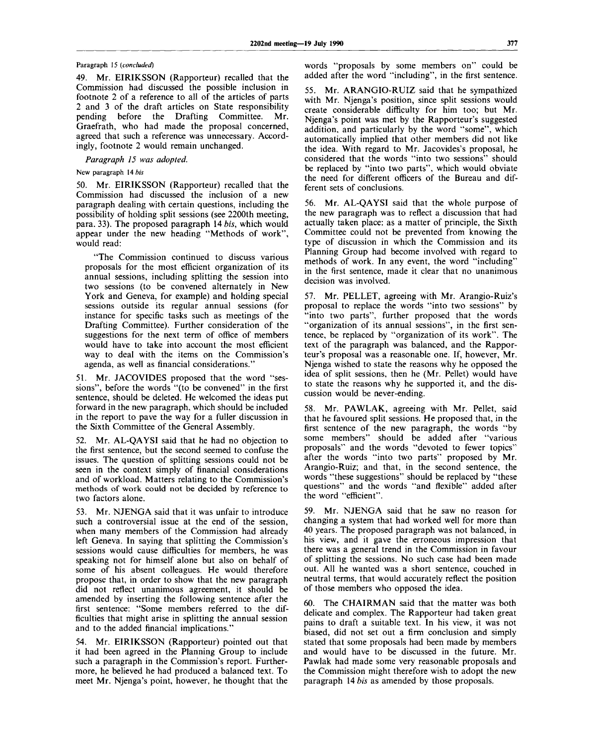Paragraph 15 (*concluded*)

49. Mr. EIRIKSSON (Rapporteur) recalled that the Commission had discussed the possible inclusion in footnote 2 of a reference to all of the articles of parts 2 and 3 of the draft articles on State responsibility pending before the Drafting Committee. Mr. Graefrath, who had made the proposal concerned, agreed that such a reference was unnecessary. Accordingly, footnote 2 would remain unchanged.

*Paragraph 15 was adopted.*

New paragraph 14 *bis*

50. Mr. EIRIKSSON (Rapporteur) recalled that the Commission had discussed the inclusion of a new paragraph dealing with certain questions, including the possibility of holding split sessions (see 2200th meeting, para. 33). The proposed paragraph 14 *bis*, which would appear under the new heading "Methods of work", would read:

"The Commission continued to discuss various proposals for the most efficient organization of its annual sessions, including splitting the session into two sessions (to be convened alternately in New York and Geneva, for example) and holding special sessions outside its regular annual sessions (for instance for specific tasks such as meetings of the Drafting Committee). Further consideration of the suggestions for the next term of office of members would have to take into account the most efficient way to deal with the items on the Commission's agenda, as well as financial considerations."

51. Mr. JACOVIDES proposed that the word "sessions", before the words "(to be convened" in the first sentence, should be deleted. He welcomed the ideas put forward in the new paragraph, which should be included in the report to pave the way for a fuller discussion in the Sixth Committee of the General Assembly.

52. Mr. AL-QAYSI said that he had no objection to the first sentence, but the second seemed to confuse the issues. The question of splitting sessions could not be seen in the context simply of financial considerations and of workload. Matters relating to the Commission's methods of work could not be decided by reference to two factors alone.

53. Mr. NJENGA said that it was unfair to introduce such a controversial issue at the end of the session, when many members of the Commission had already left Geneva. In saying that splitting the Commission's sessions would cause difficulties for members, he was speaking not for himself alone but also on behalf of some of his absent colleagues. He would therefore propose that, in order to show that the new paragraph did not reflect unanimous agreement, it should be amended by inserting the following sentence after the first sentence: "Some members referred to the difficulties that might arise in splitting the annual session and to the added financial implications."

54. Mr. EIRIKSSON (Rapporteur) pointed out that it had been agreed in the Planning Group to include such a paragraph in the Commission's report. Furthermore, he believed he had produced a balanced text. To meet Mr. Njenga's point, however, he thought that the words "proposals by some members on" could be added after the word "including", in the first sentence.

55. Mr. ARANGIO-RUIZ said that he sympathized with Mr. Njenga's position, since split sessions would create considerable difficulty for him too; but Mr. Njenga's point was met by the Rapporteur's suggested addition, and particularly by the word "some", which automatically implied that other members did not like the idea. With regard to Mr. Jacovides's proposal, he considered that the words "into two sessions" should be replaced by "into two parts", which would obviate the need for different officers of the Bureau and different sets of conclusions.

56. Mr. AL-QAYSI said that the whole purpose of the new paragraph was to reflect a discussion that had actually taken place: as a matter of principle, the Sixth Committee could not be prevented from knowing the type of discussion in which the Commission and its Planning Group had become involved with regard to methods of work. In any event, the word "including" in the first sentence, made it clear that no unanimous decision was involved.

57. Mr. PELLET, agreeing with Mr. Arangio-Ruiz's proposal to replace the words "into two sessions" by "into two parts", further proposed that the words "organization of its annual sessions", in the first sentence, be replaced by "organization of its work". The text of the paragraph was balanced, and the Rapporteur's proposal was a reasonable one. If, however, Mr. Njenga wished to state the reasons why he opposed the idea of split sessions, then he (Mr. Pellet) would have to state the reasons why he supported it, and the discussion would be never-ending.

58. Mr. PAWLAK, agreeing with Mr. Pellet, said that he favoured split sessions. He proposed that, in the first sentence of the new paragraph, the words "by some members" should be added after "various proposals" and the words "devoted to fewer topics" after the words "into two parts" proposed by Mr. Arangio-Ruiz; and that, in the second sentence, the words "these suggestions" should be replaced by "these questions" and the words "and flexible" added after the word "efficient".

59. Mr. NJENGA said that he saw no reason for changing a system that had worked well for more than 40 years. The proposed paragraph was not balanced, in his view, and it gave the erroneous impression that there was a general trend in the Commission in favour of splitting the sessions. No such case had been made out. All he wanted was a short sentence, couched in neutral terms, that would accurately reflect the position of those members who opposed the idea.

60. The CHAIRMAN said that the matter was both delicate and complex. The Rapporteur had taken great pains to draft a suitable text. In his view, it was not biased, did not set out a firm conclusion and simply stated that some proposals had been made by members and would have to be discussed in the future. Mr. Pawlak had made some very reasonable proposals and the Commission might therefore wish to adopt the new paragraph 14 *bis* as amended by those proposals.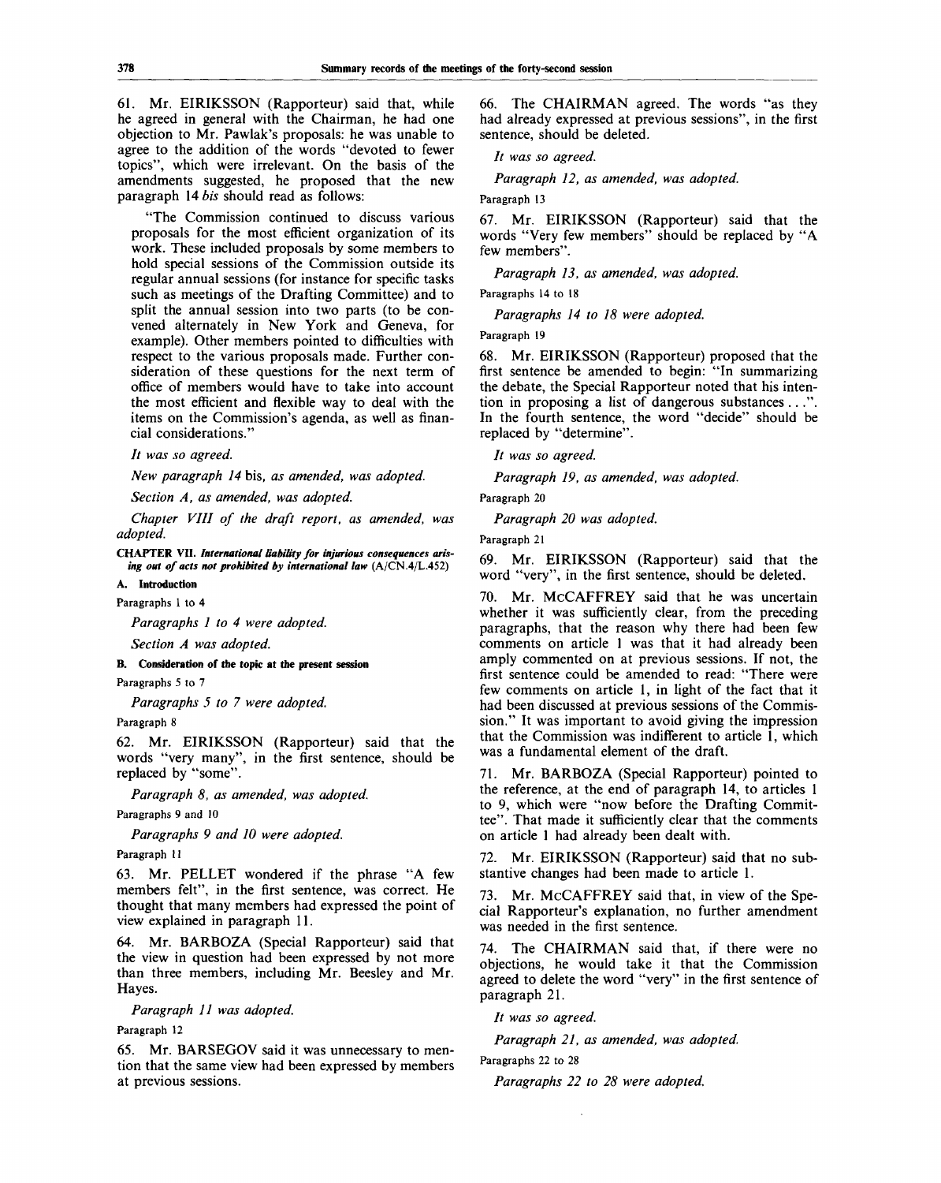61. Mr. EIRIKSSON (Rapporteur) said that, while he agreed in general with the Chairman, he had one objection to Mr. Pawlak's proposals: he was unable to agree to the addition of the words "devoted to fewer topics", which were irrelevant. On the basis of the amendments suggested, he proposed that the new paragraph 14 *bis* should read as follows:

"The Commission continued to discuss various proposals for the most efficient organization of its work. These included proposals by some members to hold special sessions of the Commission outside its regular annual sessions (for instance for specific tasks such as meetings of the Drafting Committee) and to split the annual session into two parts (to be convened alternately in New York and Geneva, for example). Other members pointed to difficulties with respect to the various proposals made. Further consideration of these questions for the next term of office of members would have to take into account the most efficient and flexible way to deal with the items on the Commission's agenda, as well as financial considerations."

*It was so agreed.*

*New paragraph 14* bis, *as amended, was adopted.*

*Section A, as amended, was adopted.*

*Chapter VIII of the draft report, as amended, was adopted.*

**CHAPTER VII. *International liability for injurious consequences arising out of acts not prohibited by international law*** (A/CN.4/L.452)

**A. Introduction**

Paragraphs 1 to 4

*Paragraphs 1 to 4 were adopted.*

*Section A was adopted.*

**B. Consideration of the topic at the present session**

Paragraphs 5 to 7

*Paragraphs 5 to 7 were adopted.*

Paragraph 8

62. Mr. EIRIKSSON (Rapporteur) said that the words "very many", in the first sentence, should be replaced by "some".

*Paragraph 8, as amended, was adopted.*

Paragraphs 9 and 10

*Paragraphs 9 and 10 were adopted.*

Paragraph 11

63. Mr. PELLET wondered if the phrase "A few members felt", in the first sentence, was correct. He thought that many members had expressed the point of view explained in paragraph 11.

64. Mr. BARBOZA (Special Rapporteur) said that the view in question had been expressed by not more than three members, including Mr. Beesley and Mr. Hayes.

*Paragraph 11 was adopted.*

Paragraph 12

65. Mr. BARSEGOV said it was unnecessary to mention that the same view had been expressed by members at previous sessions.

66. The CHAIRMAN agreed. The words "as they had already expressed at previous sessions", in the first sentence, should be deleted.

*It was so agreed.*

*Paragraph 12, as amended, was adopted.*

Paragraph 13

67. Mr. EIRIKSSON (Rapporteur) said that the words "Very few members" should be replaced by "A few members".

*Paragraph 13, as amended, was adopted.*

Paragraphs 14 to 18

*Paragraphs 14 to 18 were adopted.*

Paragraph 19

68. Mr. EIRIKSSON (Rapporteur) proposed that the first sentence be amended to begin: "In summarizing the debate, the Special Rapporteur noted that his intention in proposing a list of dangerous substances . . .". In the fourth sentence, the word "decide" should be replaced by "determine".

*It was so agreed.*

*Paragraph 19, as amended, was adopted.*

Paragraph 20

*Paragraph 20 was adopted.*

Paragraph 21

69. Mr. EIRIKSSON (Rapporteur) said that the word "very", in the first sentence, should be deleted.

70. Mr. McCAFFREY said that he was uncertain whether it was sufficiently clear, from the preceding paragraphs, that the reason why there had been few comments on article 1 was that it had already been amply commented on at previous sessions. If not, the first sentence could be amended to read: "There were few comments on article 1, in light of the fact that it had been discussed at previous sessions of the Commission." It was important to avoid giving the impression that the Commission was indifferent to article 1, which was a fundamental element of the draft.

71. Mr. BARBOZA (Special Rapporteur) pointed to the reference, at the end of paragraph 14, to articles 1 to 9, which were "now before the Drafting Committee". That made it sufficiently clear that the comments on article 1 had already been dealt with.

72. Mr. EIRIKSSON (Rapporteur) said that no substantive changes had been made to article 1.

73. Mr. McCAFFREY said that, in view of the Special Rapporteur's explanation, no further amendment was needed in the first sentence.

74. The CHAIRMAN said that, if there were no objections, he would take it that the Commission agreed to delete the word "very" in the first sentence of paragraph 21.

*It was so agreed.*

*Paragraph 21, as amended, was adopted.*

Paragraphs 22 to 28

*Paragraphs 22 to 28 were adopted.*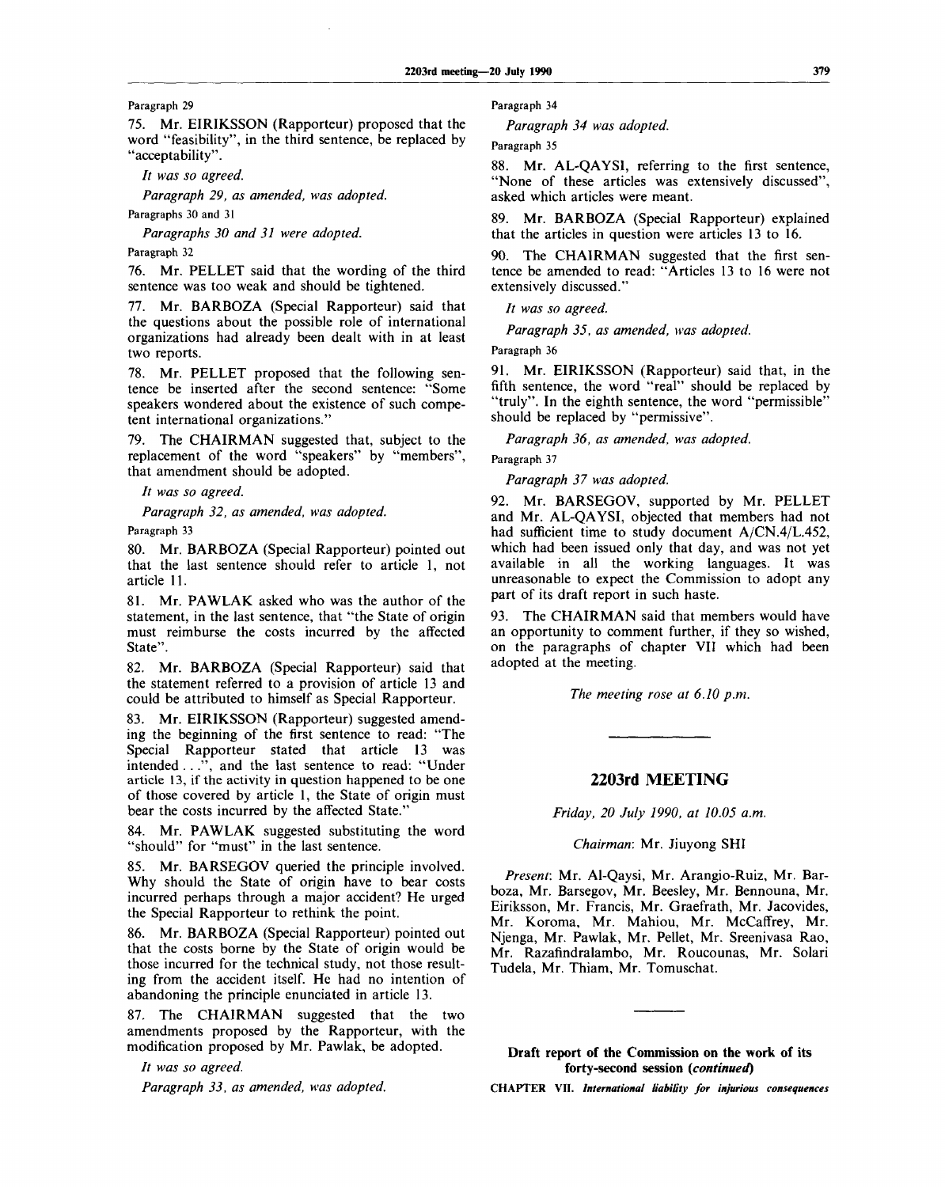Paragraph 29

75. Mr. EIRIKSSON (Rapporteur) proposed that the word "feasibility", in the third sentence, be replaced by "acceptability".

*It was so agreed.*

*Paragraph 29, as amended, was adopted.*

Paragraphs 30 and 31

*Paragraphs 30 and 31 were adopted.*

Paragraph 32

76. Mr. PELLET said that the wording of the third sentence was too weak and should be tightened.

77. Mr. BARBOZA (Special Rapporteur) said that the questions about the possible role of international organizations had already been dealt with in at least two reports.

78. Mr. PELLET proposed that the following sentence be inserted after the second sentence: "Some speakers wondered about the existence of such competent international organizations."

79. The CHAIRMAN suggested that, subject to the replacement of the word "speakers" by "members", that amendment should be adopted.

*It was so agreed.*

*Paragraph 32, as amended, was adopted.*

Paragraph 33

80. Mr. BARBOZA (Special Rapporteur) pointed out that the last sentence should refer to article 1, not article 11.

81. Mr. PAWLAK asked who was the author of the statement, in the last sentence, that "the State of origin must reimburse the costs incurred by the affected State".

82. Mr. BARBOZA (Special Rapporteur) said that the statement referred to a provision of article 13 and could be attributed to himself as Special Rapporteur.

83. Mr. EIRIKSSON (Rapporteur) suggested amending the beginning of the first sentence to read: "The Special Rapporteur stated that article 13 was intended . . .", and the last sentence to read: "Under article 13, if the activity in question happened to be one of those covered by article 1, the State of origin must bear the costs incurred by the affected State."

84. Mr. PAWLAK suggested substituting the word "should" for "must" in the last sentence.

85. Mr. BARSEGOV queried the principle involved. Why should the State of origin have to bear costs incurred perhaps through a major accident? He urged the Special Rapporteur to rethink the point.

86. Mr. BARBOZA (Special Rapporteur) pointed out that the costs borne by the State of origin would be those incurred for the technical study, not those resulting from the accident itself. He had no intention of abandoning the principle enunciated in article 13.

87. The CHAIRMAN suggested that the two amendments proposed by the Rapporteur, with the modification proposed by Mr. Pawlak, be adopted.

*It was so agreed.*

*Paragraph 33, as amended, was adopted.*

Paragraph 34

*Paragraph 34 was adopted.*

Paragraph 35

88. Mr. AL-QAYSI, referring to the first sentence, "None of these articles was extensively discussed", asked which articles were meant.

89. Mr. BARBOZA (Special Rapporteur) explained that the articles in question were articles 13 to 16.

90. The CHAIRMAN suggested that the first sentence be amended to read: "Articles 13 to 16 were not extensively discussed."

*It was so agreed.*

*Paragraph 35, as amended, was adopted.*

Paragraph 36

91. Mr. EIRIKSSON (Rapporteur) said that, in the fifth sentence, the word "real" should be replaced by "truly". In the eighth sentence, the word "permissible" should be replaced by "permissive".

*Paragraph 36, as amended, was adopted.*

Paragraph 37

*Paragraph 37 was adopted.*

92. Mr. BARSEGOV, supported by Mr. PELLET and Mr. AL-QAYSI, objected that members had not had sufficient time to study document A/CN.4/L.452, which had been issued only that day, and was not yet available in all the working languages. It was unreasonable to expect the Commission to adopt any part of its draft report in such haste.

93. The CHAIRMAN said that members would have an opportunity to comment further, if they so wished, on the paragraphs of chapter VII which had been adopted at the meeting.

*The meeting rose at 6.10 p.m.*

---

## 2203rd MEETING

*Friday, 20 July 1990, at 10.05 a.m.*

*Chairman*: Mr. Jiuyong SHI

*Present*: Mr. Al-Qaysi, Mr. Arangio-Ruiz, Mr. Barboza, Mr. Barsegov, Mr. Beesley, Mr. Bennouna, Mr. Eiriksson, Mr. Francis, Mr. Graefrath, Mr. Jacovides, Mr. Koroma, Mr. Mahiou, Mr. McCaffrey, Mr. Njenga, Mr. Pawlak, Mr. Pellet, Mr. Sreenivasa Rao, Mr. Razafindralambo, Mr. Roucounas, Mr. Solari Tudela, Mr. Thiam, Mr. Tomuschat.

---

### Draft report of the Commission on the work of its forty-second session (*continued*)

CHAPTER VII. *International liability for injurious consequences*